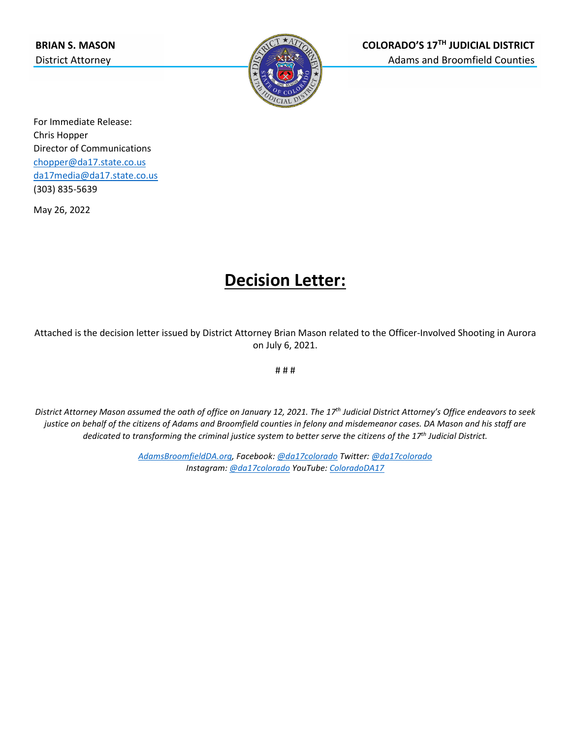**BRIAN S. MASON**
District Attorney

**COLORADO'S 17TH JUDICIAL DISTRICT**
Adams and Broomfield Counties

For Immediate Release:
Chris Hopper
Director of Communications
chopper@da17.state.co.us
da17media@da17.state.co.us
(303) 835-5639

May 26, 2022

# Decision Letter:

Attached is the decision letter issued by District Attorney Brian Mason related to the Officer-Involved Shooting in Aurora on July 6, 2021.

# # #

*District Attorney Mason assumed the oath of office on January 12, 2021. The 17th Judicial District Attorney's Office endeavors to seek justice on behalf of the citizens of Adams and Broomfield counties in felony and misdemeanor cases. DA Mason and his staff are dedicated to transforming the criminal justice system to better serve the citizens of the 17th Judicial District.*

*AdamsBroomfieldDA.org, Facebook: @da17colorado Twitter: @da17colorado*
*Instagram: @da17colorado YouTube: ColoradoDA17*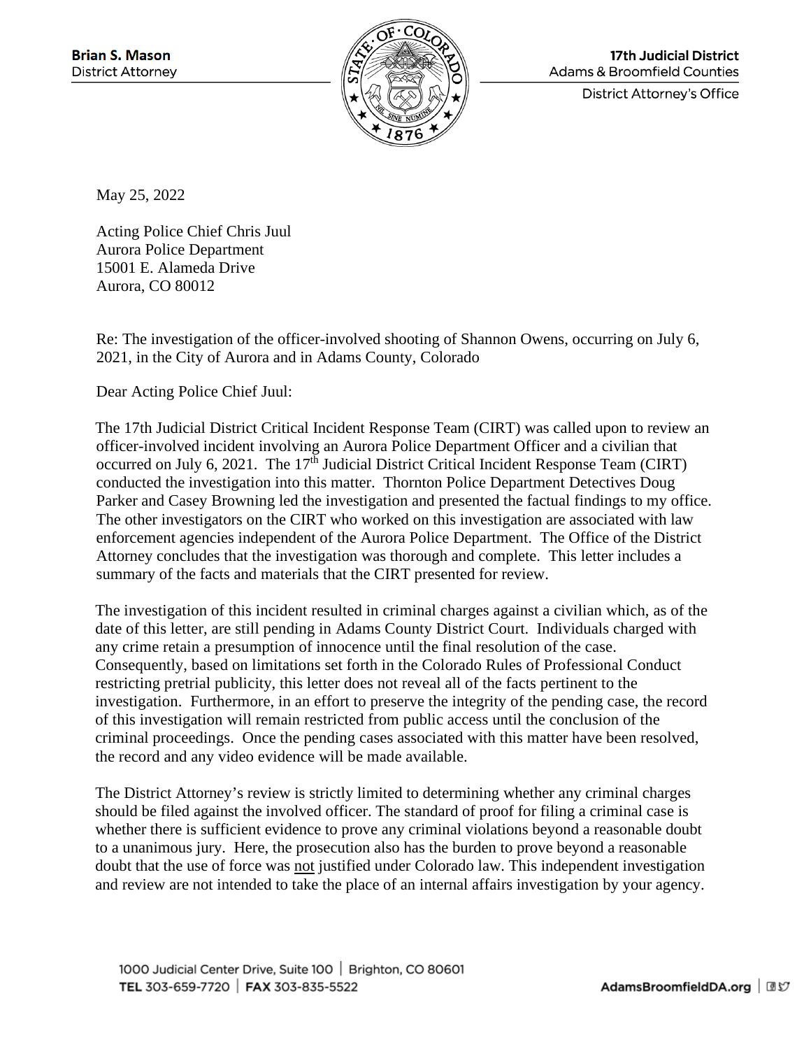Brian S. Mason
District Attorney

17th Judicial District
Adams & Broomfield Counties
District Attorney's Office

May 25, 2022

Acting Police Chief Chris Juul
Aurora Police Department
15001 E. Alameda Drive
Aurora, CO 80012

Re: The investigation of the officer-involved shooting of Shannon Owens, occurring on July 6, 2021, in the City of Aurora and in Adams County, Colorado

Dear Acting Police Chief Juul:

The 17th Judicial District Critical Incident Response Team (CIRT) was called upon to review an officer-involved incident involving an Aurora Police Department Officer and a civilian that occurred on July 6, 2021. The 17th Judicial District Critical Incident Response Team (CIRT) conducted the investigation into this matter. Thornton Police Department Detectives Doug Parker and Casey Browning led the investigation and presented the factual findings to my office. The other investigators on the CIRT who worked on this investigation are associated with law enforcement agencies independent of the Aurora Police Department. The Office of the District Attorney concludes that the investigation was thorough and complete. This letter includes a summary of the facts and materials that the CIRT presented for review.

The investigation of this incident resulted in criminal charges against a civilian which, as of the date of this letter, are still pending in Adams County District Court. Individuals charged with any crime retain a presumption of innocence until the final resolution of the case. Consequently, based on limitations set forth in the Colorado Rules of Professional Conduct restricting pretrial publicity, this letter does not reveal all of the facts pertinent to the investigation. Furthermore, in an effort to preserve the integrity of the pending case, the record of this investigation will remain restricted from public access until the conclusion of the criminal proceedings. Once the pending cases associated with this matter have been resolved, the record and any video evidence will be made available.

The District Attorney's review is strictly limited to determining whether any criminal charges should be filed against the involved officer. The standard of proof for filing a criminal case is whether there is sufficient evidence to prove any criminal violations beyond a reasonable doubt to a unanimous jury. Here, the prosecution also has the burden to prove beyond a reasonable doubt that the use of force was not justified under Colorado law. This independent investigation and review are not intended to take the place of an internal affairs investigation by your agency.

1000 Judicial Center Drive, Suite 100 | Brighton, CO 80601
TEL 303-659-7720 | FAX 303-835-5522
AdamsBroomfieldDA.org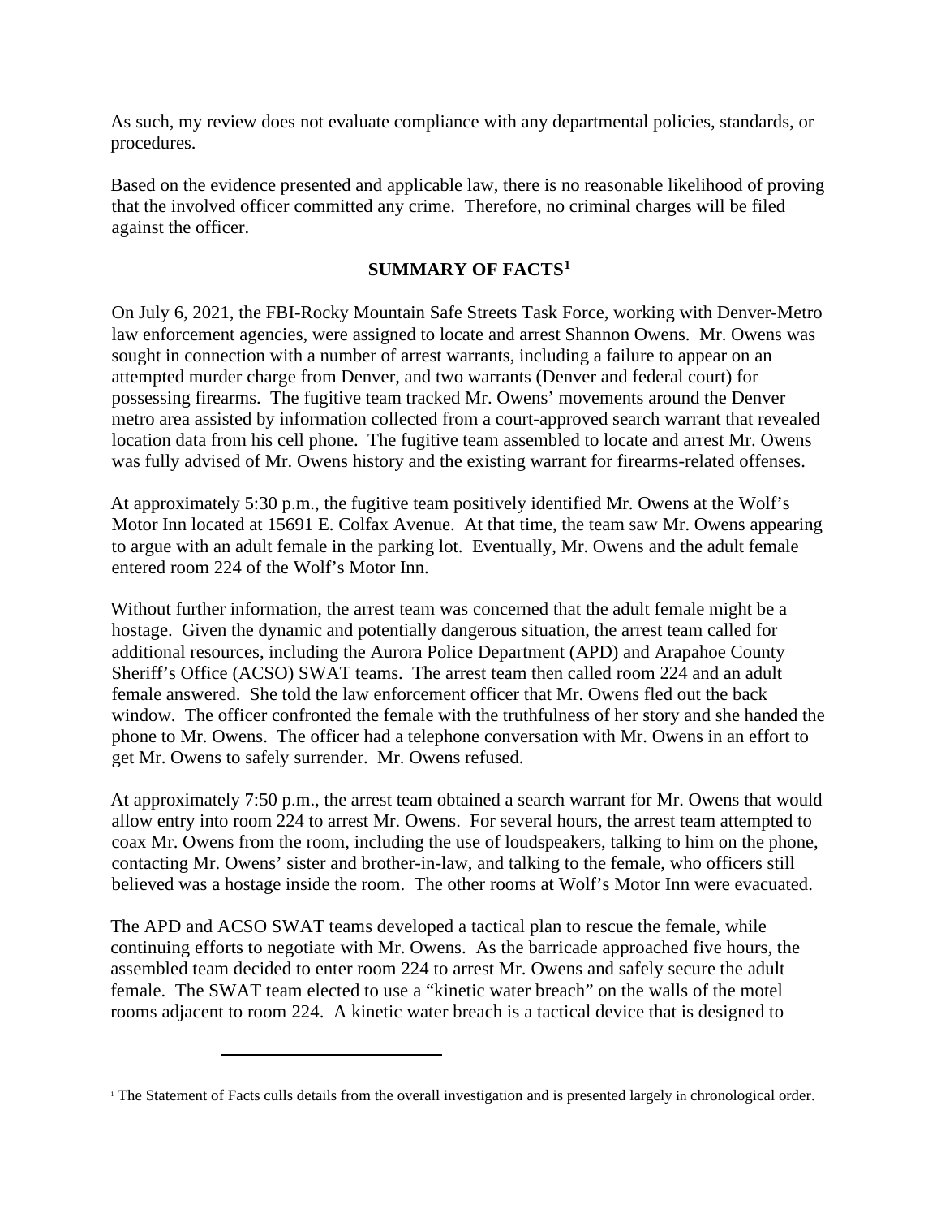As such, my review does not evaluate compliance with any departmental policies, standards, or procedures.

Based on the evidence presented and applicable law, there is no reasonable likelihood of proving that the involved officer committed any crime. Therefore, no criminal charges will be filed against the officer.

## SUMMARY OF FACTS[1]

On July 6, 2021, the FBI-Rocky Mountain Safe Streets Task Force, working with Denver-Metro law enforcement agencies, were assigned to locate and arrest Shannon Owens. Mr. Owens was sought in connection with a number of arrest warrants, including a failure to appear on an attempted murder charge from Denver, and two warrants (Denver and federal court) for possessing firearms. The fugitive team tracked Mr. Owens' movements around the Denver metro area assisted by information collected from a court-approved search warrant that revealed location data from his cell phone. The fugitive team assembled to locate and arrest Mr. Owens was fully advised of Mr. Owens history and the existing warrant for firearms-related offenses.

At approximately 5:30 p.m., the fugitive team positively identified Mr. Owens at the Wolf's Motor Inn located at 15691 E. Colfax Avenue. At that time, the team saw Mr. Owens appearing to argue with an adult female in the parking lot. Eventually, Mr. Owens and the adult female entered room 224 of the Wolf's Motor Inn.

Without further information, the arrest team was concerned that the adult female might be a hostage. Given the dynamic and potentially dangerous situation, the arrest team called for additional resources, including the Aurora Police Department (APD) and Arapahoe County Sheriff's Office (ACSO) SWAT teams. The arrest team then called room 224 and an adult female answered. She told the law enforcement officer that Mr. Owens fled out the back window. The officer confronted the female with the truthfulness of her story and she handed the phone to Mr. Owens. The officer had a telephone conversation with Mr. Owens in an effort to get Mr. Owens to safely surrender. Mr. Owens refused.

At approximately 7:50 p.m., the arrest team obtained a search warrant for Mr. Owens that would allow entry into room 224 to arrest Mr. Owens. For several hours, the arrest team attempted to coax Mr. Owens from the room, including the use of loudspeakers, talking to him on the phone, contacting Mr. Owens' sister and brother-in-law, and talking to the female, who officers still believed was a hostage inside the room. The other rooms at Wolf's Motor Inn were evacuated.

The APD and ACSO SWAT teams developed a tactical plan to rescue the female, while continuing efforts to negotiate with Mr. Owens. As the barricade approached five hours, the assembled team decided to enter room 224 to arrest Mr. Owens and safely secure the adult female. The SWAT team elected to use a "kinetic water breach" on the walls of the motel rooms adjacent to room 224. A kinetic water breach is a tactical device that is designed to

[1] The Statement of Facts culls details from the overall investigation and is presented largely in chronological order.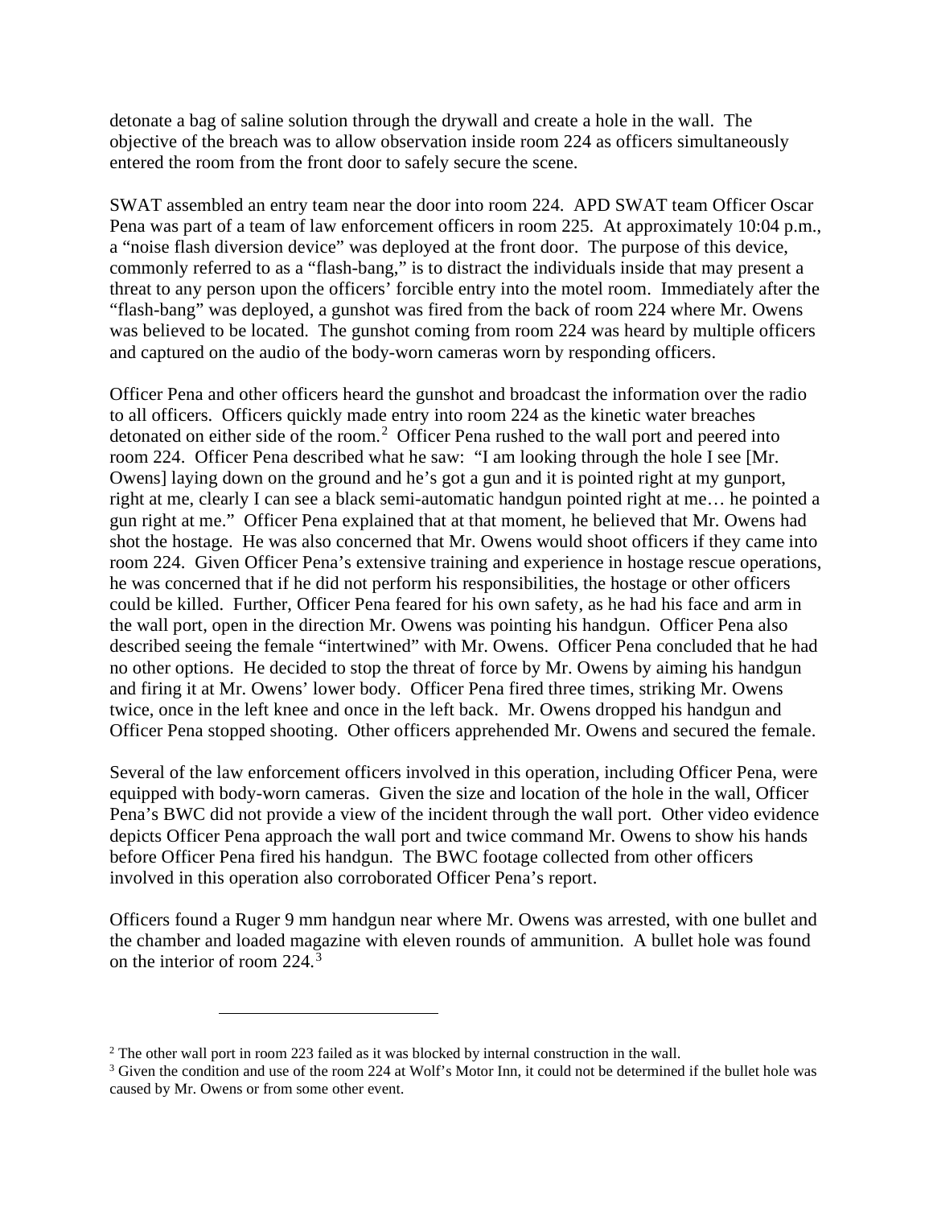detonate a bag of saline solution through the drywall and create a hole in the wall. The objective of the breach was to allow observation inside room 224 as officers simultaneously entered the room from the front door to safely secure the scene.

SWAT assembled an entry team near the door into room 224. APD SWAT team Officer Oscar Pena was part of a team of law enforcement officers in room 225. At approximately 10:04 p.m., a "noise flash diversion device" was deployed at the front door. The purpose of this device, commonly referred to as a "flash-bang," is to distract the individuals inside that may present a threat to any person upon the officers' forcible entry into the motel room. Immediately after the "flash-bang" was deployed, a gunshot was fired from the back of room 224 where Mr. Owens was believed to be located. The gunshot coming from room 224 was heard by multiple officers and captured on the audio of the body-worn cameras worn by responding officers.

Officer Pena and other officers heard the gunshot and broadcast the information over the radio to all officers. Officers quickly made entry into room 224 as the kinetic water breaches detonated on either side of the room.[2] Officer Pena rushed to the wall port and peered into room 224. Officer Pena described what he saw: "I am looking through the hole I see [Mr. Owens] laying down on the ground and he's got a gun and it is pointed right at my gunport, right at me, clearly I can see a black semi-automatic handgun pointed right at me… he pointed a gun right at me." Officer Pena explained that at that moment, he believed that Mr. Owens had shot the hostage. He was also concerned that Mr. Owens would shoot officers if they came into room 224. Given Officer Pena's extensive training and experience in hostage rescue operations, he was concerned that if he did not perform his responsibilities, the hostage or other officers could be killed. Further, Officer Pena feared for his own safety, as he had his face and arm in the wall port, open in the direction Mr. Owens was pointing his handgun. Officer Pena also described seeing the female "intertwined" with Mr. Owens. Officer Pena concluded that he had no other options. He decided to stop the threat of force by Mr. Owens by aiming his handgun and firing it at Mr. Owens' lower body. Officer Pena fired three times, striking Mr. Owens twice, once in the left knee and once in the left back. Mr. Owens dropped his handgun and Officer Pena stopped shooting. Other officers apprehended Mr. Owens and secured the female.

Several of the law enforcement officers involved in this operation, including Officer Pena, were equipped with body-worn cameras. Given the size and location of the hole in the wall, Officer Pena's BWC did not provide a view of the incident through the wall port. Other video evidence depicts Officer Pena approach the wall port and twice command Mr. Owens to show his hands before Officer Pena fired his handgun. The BWC footage collected from other officers involved in this operation also corroborated Officer Pena's report.

Officers found a Ruger 9 mm handgun near where Mr. Owens was arrested, with one bullet and the chamber and loaded magazine with eleven rounds of ammunition. A bullet hole was found on the interior of room 224.[3]

---

[2] The other wall port in room 223 failed as it was blocked by internal construction in the wall.

[3] Given the condition and use of the room 224 at Wolf's Motor Inn, it could not be determined if the bullet hole was caused by Mr. Owens or from some other event.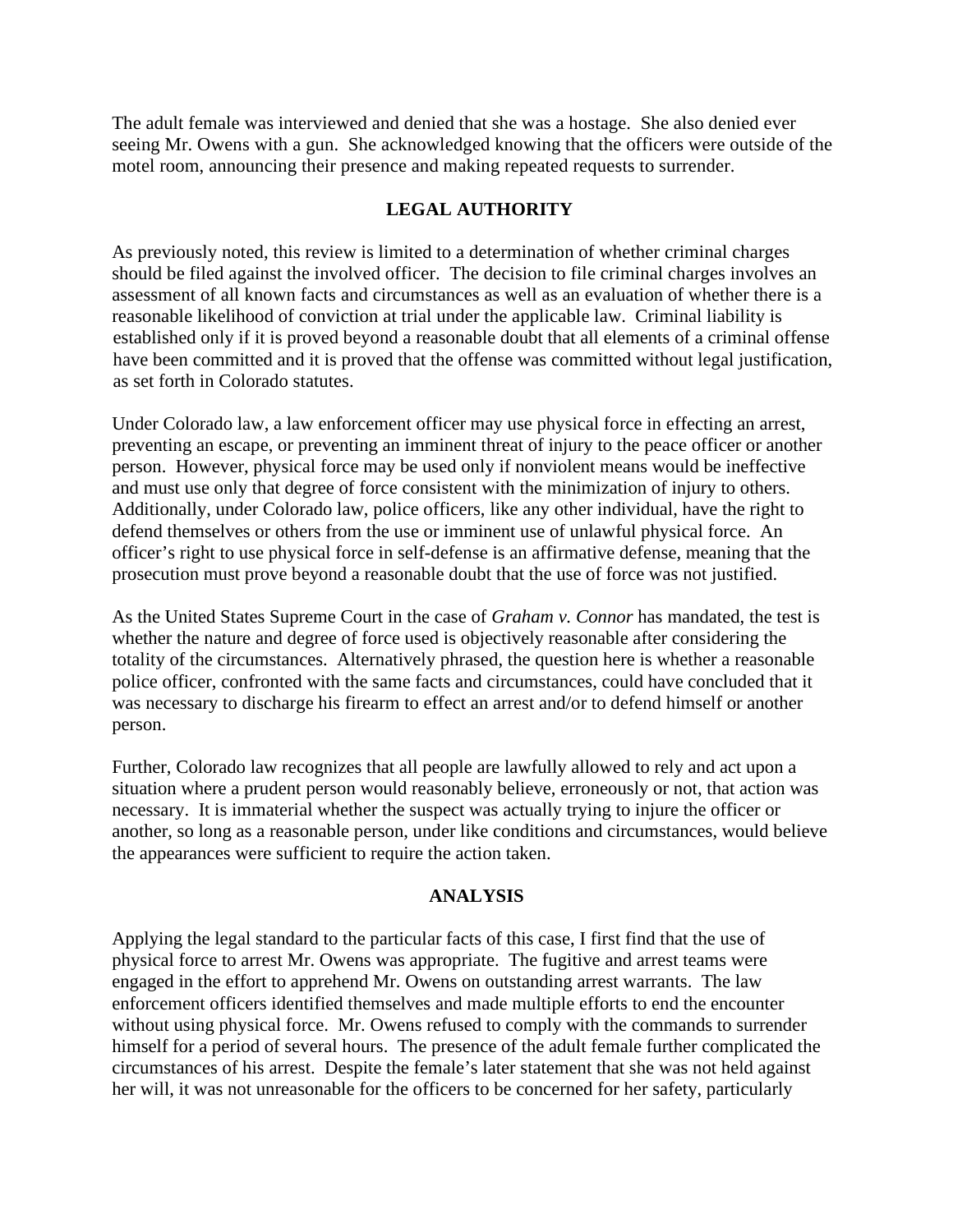The adult female was interviewed and denied that she was a hostage. She also denied ever seeing Mr. Owens with a gun. She acknowledged knowing that the officers were outside of the motel room, announcing their presence and making repeated requests to surrender.

## LEGAL AUTHORITY

As previously noted, this review is limited to a determination of whether criminal charges should be filed against the involved officer. The decision to file criminal charges involves an assessment of all known facts and circumstances as well as an evaluation of whether there is a reasonable likelihood of conviction at trial under the applicable law. Criminal liability is established only if it is proved beyond a reasonable doubt that all elements of a criminal offense have been committed and it is proved that the offense was committed without legal justification, as set forth in Colorado statutes.

Under Colorado law, a law enforcement officer may use physical force in effecting an arrest, preventing an escape, or preventing an imminent threat of injury to the peace officer or another person. However, physical force may be used only if nonviolent means would be ineffective and must use only that degree of force consistent with the minimization of injury to others. Additionally, under Colorado law, police officers, like any other individual, have the right to defend themselves or others from the use or imminent use of unlawful physical force. An officer's right to use physical force in self-defense is an affirmative defense, meaning that the prosecution must prove beyond a reasonable doubt that the use of force was not justified.

As the United States Supreme Court in the case of *Graham v. Connor* has mandated, the test is whether the nature and degree of force used is objectively reasonable after considering the totality of the circumstances. Alternatively phrased, the question here is whether a reasonable police officer, confronted with the same facts and circumstances, could have concluded that it was necessary to discharge his firearm to effect an arrest and/or to defend himself or another person.

Further, Colorado law recognizes that all people are lawfully allowed to rely and act upon a situation where a prudent person would reasonably believe, erroneously or not, that action was necessary. It is immaterial whether the suspect was actually trying to injure the officer or another, so long as a reasonable person, under like conditions and circumstances, would believe the appearances were sufficient to require the action taken.

## ANALYSIS

Applying the legal standard to the particular facts of this case, I first find that the use of physical force to arrest Mr. Owens was appropriate. The fugitive and arrest teams were engaged in the effort to apprehend Mr. Owens on outstanding arrest warrants. The law enforcement officers identified themselves and made multiple efforts to end the encounter without using physical force. Mr. Owens refused to comply with the commands to surrender himself for a period of several hours. The presence of the adult female further complicated the circumstances of his arrest. Despite the female's later statement that she was not held against her will, it was not unreasonable for the officers to be concerned for her safety, particularly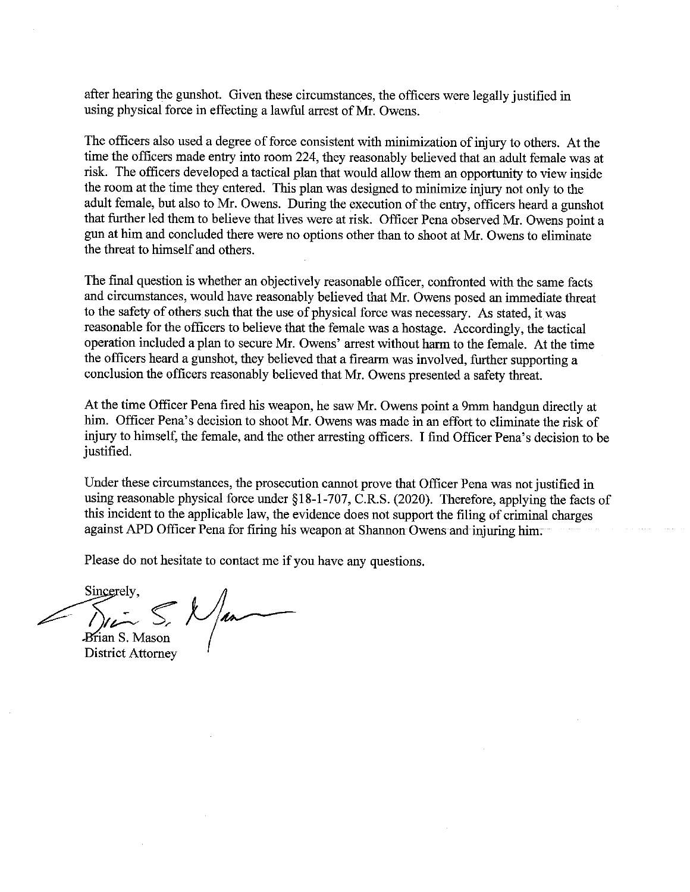after hearing the gunshot. Given these circumstances, the officers were legally justified in using physical force in effecting a lawful arrest of Mr. Owens.

The officers also used a degree of force consistent with minimization of injury to others. At the time the officers made entry into room 224, they reasonably believed that an adult female was at risk. The officers developed a tactical plan that would allow them an opportunity to view inside the room at the time they entered. This plan was designed to minimize injury not only to the adult female, but also to Mr. Owens. During the execution of the entry, officers heard a gunshot that further led them to believe that lives were at risk. Officer Pena observed Mr. Owens point a gun at him and concluded there were no options other than to shoot at Mr. Owens to eliminate the threat to himself and others.

The final question is whether an objectively reasonable officer, confronted with the same facts and circumstances, would have reasonably believed that Mr. Owens posed an immediate threat to the safety of others such that the use of physical force was necessary. As stated, it was reasonable for the officers to believe that the female was a hostage. Accordingly, the tactical operation included a plan to secure Mr. Owens' arrest without harm to the female. At the time the officers heard a gunshot, they believed that a firearm was involved, further supporting a conclusion the officers reasonably believed that Mr. Owens presented a safety threat.

At the time Officer Pena fired his weapon, he saw Mr. Owens point a 9mm handgun directly at him. Officer Pena's decision to shoot Mr. Owens was made in an effort to eliminate the risk of injury to himself, the female, and the other arresting officers. I find Officer Pena's decision to be justified.

Under these circumstances, the prosecution cannot prove that Officer Pena was not justified in using reasonable physical force under §18-1-707, C.R.S. (2020). Therefore, applying the facts of this incident to the applicable law, the evidence does not support the filing of criminal charges against APD Officer Pena for firing his weapon at Shannon Owens and injuring him.

Please do not hesitate to contact me if you have any questions.

Sincerely,

Brian S. Mason
District Attorney